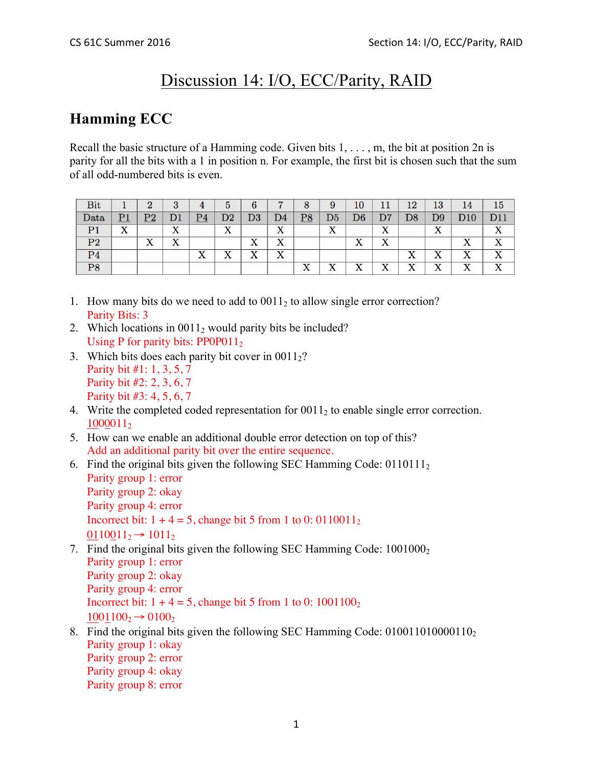# Discussion 14: I/O, ECC/Parity, RAID

## Hamming ECC

Recall the basic structure of a Hamming code. Given bits 1, . . . , m, the bit at position 2n is parity for all the bits with a 1 in position n. For example, the first bit is chosen such that the sum of all odd-numbered bits is even.

| Bit | 1 | 2 | 3 | 4 | 5 | 6 | 7 | 8 | 9 | 10 | 11 | 12 | 13 | 14 | 15 |
|---|---|---|---|---|---|---|---|---|---|---|---|---|---|---|---|
| Data | P1 | P2 | D1 | P4 | D2 | D3 | D4 | P8 | D5 | D6 | D7 | D8 | D9 | D10 | D11 |
| P1 | X | | X | | X | | X | | X | | X | | X | | X |
| P2 | | X | X | | | X | X | | | X | X | | | X | X |
| P4 | | | | X | X | X | X | | | | | X | X | X | X |
| P8 | | | | | | | | X | X | X | X | X | X | X | X |

1. How many bits do we need to add to $0011_2$ to allow single error correction?
   Parity Bits: 3
2. Which locations in $0011_2$ would parity bits be included?
   Using P for parity bits: $PP0P011_2$
3. Which bits does each parity bit cover in $0011_2$?
   Parity bit #1: 1, 3, 5, 7
   Parity bit #2: 2, 3, 6, 7
   Parity bit #3: 4, 5, 6, 7
4. Write the completed coded representation for $0011_2$ to enable single error correction.
   $1000011_2$
5. How can we enable an additional double error detection on top of this?
   Add an additional parity bit over the entire sequence.
6. Find the original bits given the following SEC Hamming Code: $0110111_2$
   Parity group 1: error
   Parity group 2: okay
   Parity group 4: error
   Incorrect bit: 1 + 4 = 5, change bit 5 from 1 to 0: $0110011_2$
   $0110011_2 \rightarrow 1011_2$
7. Find the original bits given the following SEC Hamming Code: $1001000_2$
   Parity group 1: error
   Parity group 2: okay
   Parity group 4: error
   Incorrect bit: 1 + 4 = 5, change bit 5 from 1 to 0: $1001100_2$
   $1001100_2 \rightarrow 0100_2$
8. Find the original bits given the following SEC Hamming Code: $010011010000110_2$
   Parity group 1: okay
   Parity group 2: error
   Parity group 4: okay
   Parity group 8: error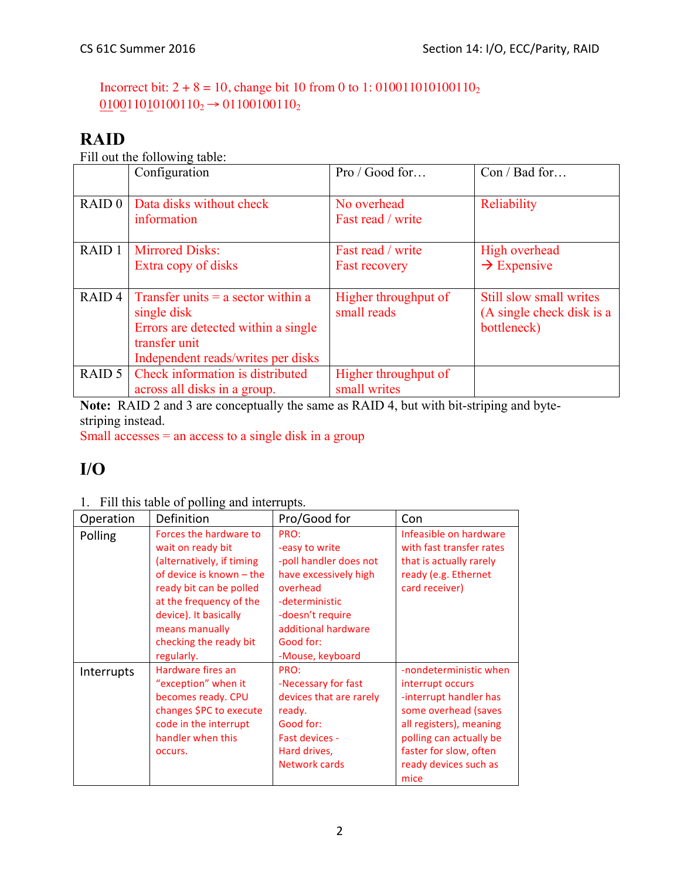Incorrect bit: 2 + 8 = 10, change bit 10 from 0 to 1: $010011010100110_2$

$010011010100110_2 \rightarrow 01100100110_2$

# RAID

Fill out the following table:

| | Configuration | Pro / Good for… | Con / Bad for… |
|---|---|---|---|
| RAID 0 | Data disks without check information | No overhead<br>Fast read / write | Reliability |
| RAID 1 | Mirrored Disks:<br>Extra copy of disks | Fast read / write<br>Fast recovery | High overhead<br>→ Expensive |
| RAID 4 | Transfer units = a sector within a single disk<br>Errors are detected within a single transfer unit<br>Independent reads/writes per disks | Higher throughput of small reads | Still slow small writes (A single check disk is a bottleneck) |
| RAID 5 | Check information is distributed across all disks in a group. | Higher throughput of small writes | |

**Note:** RAID 2 and 3 are conceptually the same as RAID 4, but with bit-striping and byte-striping instead.

Small accesses = an access to a single disk in a group

# I/O

1. Fill this table of polling and interrupts.

| Operation | Definition | Pro/Good for | Con |
|---|---|---|---|
| Polling | Forces the hardware to wait on ready bit (alternatively, if timing of device is known – the ready bit can be polled at the frequency of the device). It basically means manually checking the ready bit regularly. | PRO:<br>-easy to write<br>-poll handler does not have excessively high overhead<br>-deterministic<br>-doesn't require additional hardware<br>Good for:<br>-Mouse, keyboard | Infeasible on hardware with fast transfer rates that is actually rarely ready (e.g. Ethernet card receiver) |
| Interrupts | Hardware fires an "exception" when it becomes ready. CPU changes $PC to execute code in the interrupt handler when this occurs. | PRO:<br>-Necessary for fast devices that are rarely ready.<br>Good for:<br>Fast devices -<br>Hard drives,<br>Network cards | -nondeterministic when interrupt occurs<br>-interrupt handler has some overhead (saves all registers), meaning polling can actually be faster for slow, often ready devices such as mice |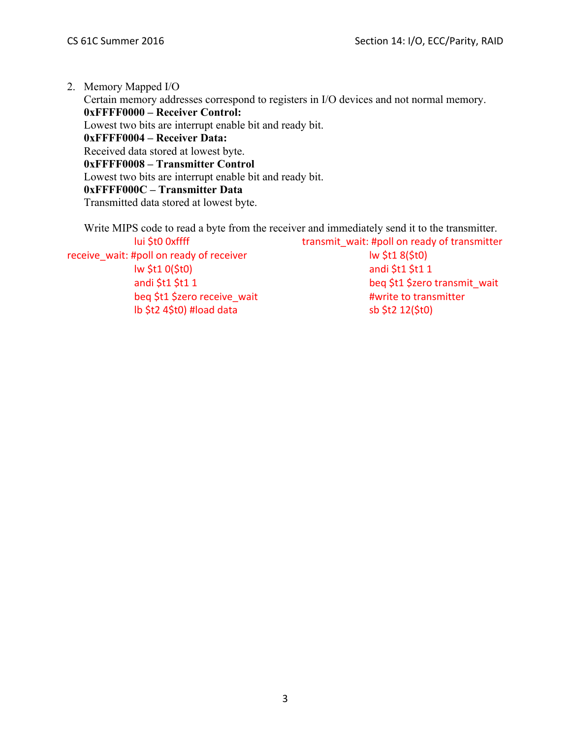2. Memory Mapped I/O

Certain memory addresses correspond to registers in I/O devices and not normal memory.

**0xFFFF0000 – Receiver Control:**
Lowest two bits are interrupt enable bit and ready bit.

**0xFFFF0004 – Receiver Data:**
Received data stored at lowest byte.

**0xFFFF0008 – Transmitter Control**
Lowest two bits are interrupt enable bit and ready bit.

**0xFFFF000C – Transmitter Data**
Transmitted data stored at lowest byte.

Write MIPS code to read a byte from the receiver and immediately send it to the transmitter.

```
              lui $t0 0xffff
receive_wait: #poll on ready of receiver
              lw $t1 0($t0)
              andi $t1 $t1 1
              beq $t1 $zero receive_wait
              lb $t2 4$t0) #load data
transmit_wait: #poll on ready of transmitter
              lw $t1 8($t0)
              andi $t1 $t1 1
              beq $t1 $zero transmit_wait
              #write to transmitter
              sb $t2 12($t0)
```